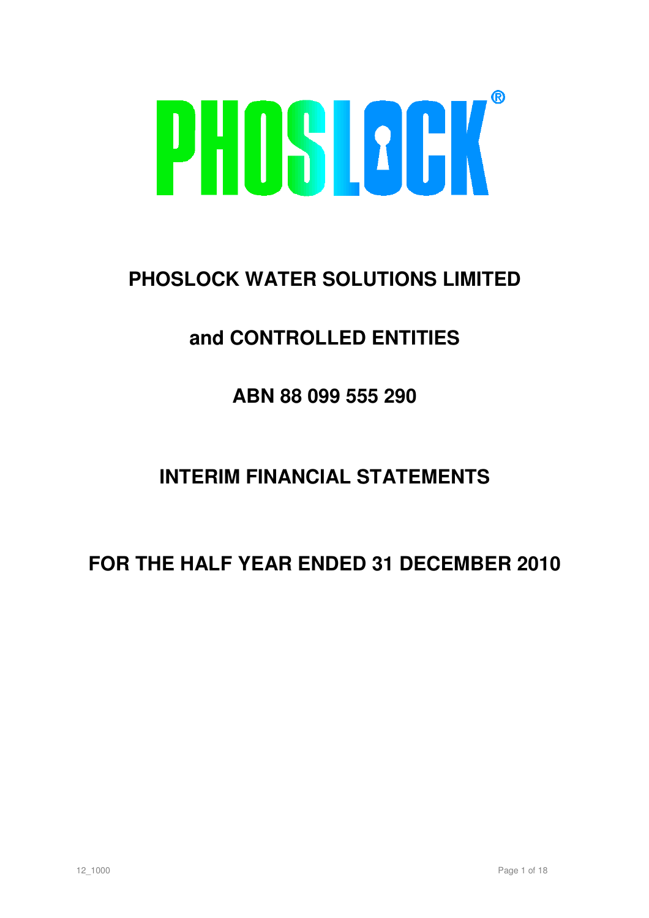# PHOSLOCK®

## PHOSLOCK WATER SOLUTIONS LIMITED

## and CONTROLLED ENTITIES

## ABN 88 099 555 290

## INTERIM FINANCIAL STATEMENTS

## FOR THE HALF YEAR ENDED 31 DECEMBER 2010

12_1000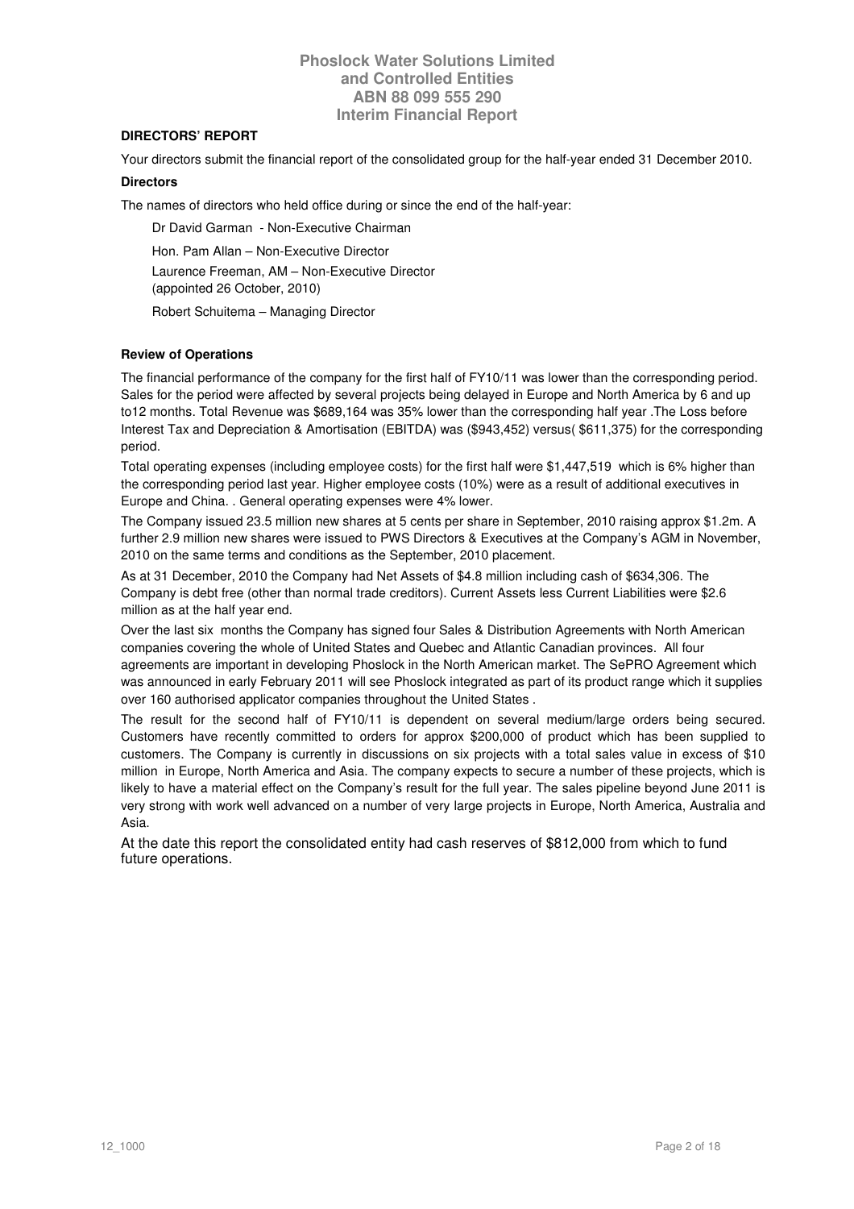Phoslock Water Solutions Limited
and Controlled Entities
ABN 88 099 555 290
Interim Financial Report

## DIRECTORS' REPORT

Your directors submit the financial report of the consolidated group for the half-year ended 31 December 2010.

### Directors

The names of directors who held office during or since the end of the half-year:

Dr David Garman - Non-Executive Chairman

Hon. Pam Allan – Non-Executive Director

Laurence Freeman, AM – Non-Executive Director
(appointed 26 October, 2010)

Robert Schuitema – Managing Director

### Review of Operations

The financial performance of the company for the first half of FY10/11 was lower than the corresponding period. Sales for the period were affected by several projects being delayed in Europe and North America by 6 and up to12 months. Total Revenue was $689,164 was 35% lower than the corresponding half year .The Loss before Interest Tax and Depreciation & Amortisation (EBITDA) was ($943,452) versus( $611,375) for the corresponding period.

Total operating expenses (including employee costs) for the first half were $1,447,519 which is 6% higher than the corresponding period last year. Higher employee costs (10%) were as a result of additional executives in Europe and China. . General operating expenses were 4% lower.

The Company issued 23.5 million new shares at 5 cents per share in September, 2010 raising approx $1.2m. A further 2.9 million new shares were issued to PWS Directors & Executives at the Company's AGM in November, 2010 on the same terms and conditions as the September, 2010 placement.

As at 31 December, 2010 the Company had Net Assets of $4.8 million including cash of $634,306. The Company is debt free (other than normal trade creditors). Current Assets less Current Liabilities were $2.6 million as at the half year end.

Over the last six months the Company has signed four Sales & Distribution Agreements with North American companies covering the whole of United States and Quebec and Atlantic Canadian provinces. All four agreements are important in developing Phoslock in the North American market. The SePRO Agreement which was announced in early February 2011 will see Phoslock integrated as part of its product range which it supplies over 160 authorised applicator companies throughout the United States .

The result for the second half of FY10/11 is dependent on several medium/large orders being secured. Customers have recently committed to orders for approx $200,000 of product which has been supplied to customers. The Company is currently in discussions on six projects with a total sales value in excess of $10 million in Europe, North America and Asia. The company expects to secure a number of these projects, which is likely to have a material effect on the Company's result for the full year. The sales pipeline beyond June 2011 is very strong with work well advanced on a number of very large projects in Europe, North America, Australia and Asia.

At the date this report the consolidated entity had cash reserves of $812,000 from which to fund future operations.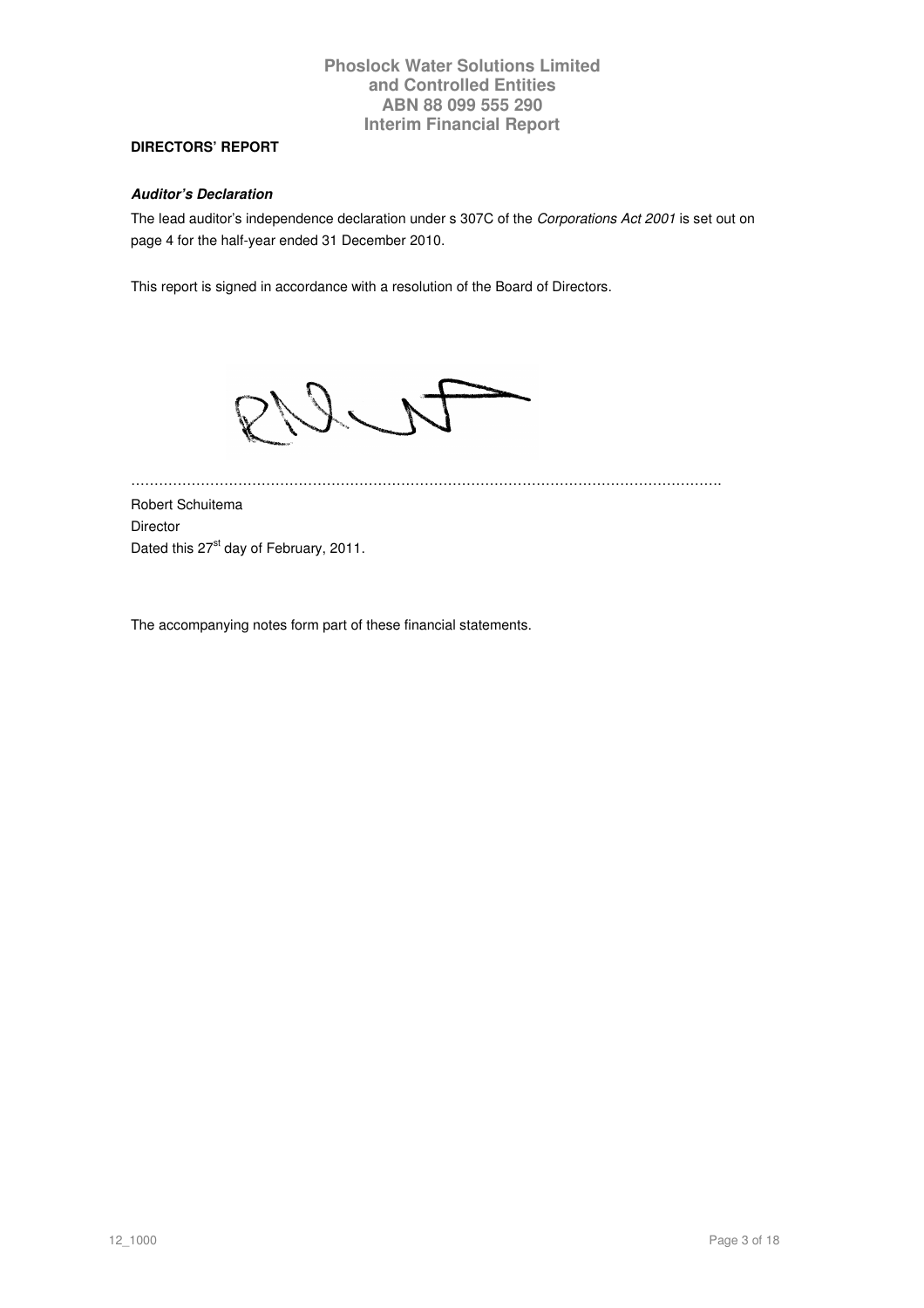**DIRECTORS' REPORT**

***Auditor's Declaration***

The lead auditor's independence declaration under s 307C of the *Corporations Act 2001* is set out on page 4 for the half-year ended 31 December 2010.

This report is signed in accordance with a resolution of the Board of Directors.

……………………………………………………………………………………………………………

Robert Schuitema
Director
Dated this 27st day of February, 2011.

The accompanying notes form part of these financial statements.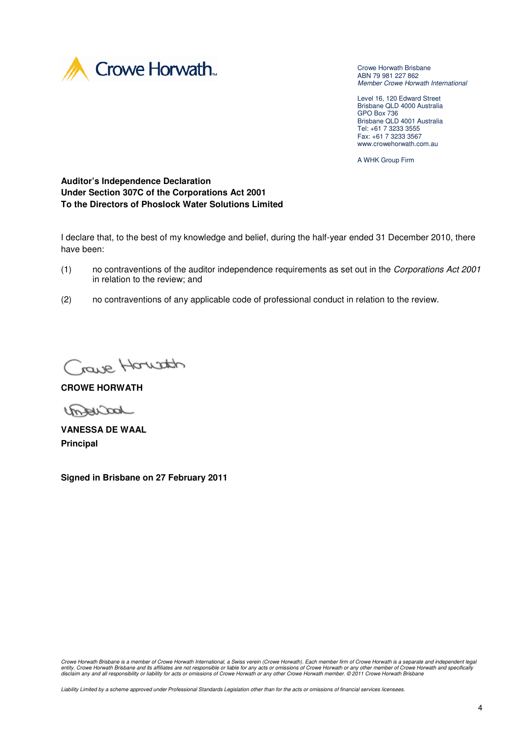Crowe Horwath Brisbane
ABN 79 981 227 862
*Member Crowe Horwath International*

Level 16, 120 Edward Street
Brisbane QLD 4000 Australia
GPO Box 736
Brisbane QLD 4001 Australia
Tel: +61 7 3233 3555
Fax: +61 7 3233 3567
www.crowehorwath.com.au

A WHK Group Firm

**Auditor's Independence Declaration**
**Under Section 307C of the Corporations Act 2001**
**To the Directors of Phoslock Water Solutions Limited**

I declare that, to the best of my knowledge and belief, during the half-year ended 31 December 2010, there have been:

(1) no contraventions of the auditor independence requirements as set out in the *Corporations Act 2001* in relation to the review; and

(2) no contraventions of any applicable code of professional conduct in relation to the review.

**CROWE HORWATH**

**VANESSA DE WAAL**
**Principal**

**Signed in Brisbane on 27 February 2011**

*Crowe Horwath Brisbane is a member of Crowe Horwath International, a Swiss verein (Crowe Horwath). Each member firm of Crowe Horwath is a separate and independent legal entity. Crowe Horwath Brisbane and its affiliates are not responsible or liable for any acts or omissions of Crowe Horwath or any other member of Crowe Horwath and specifically disclaim any and all responsibility or liability for acts or omissions of Crowe Horwath or any other Crowe Horwath member. © 2011 Crowe Horwath Brisbane*

*Liability Limited by a scheme approved under Professional Standards Legislation other than for the acts or omissions of financial services licensees.*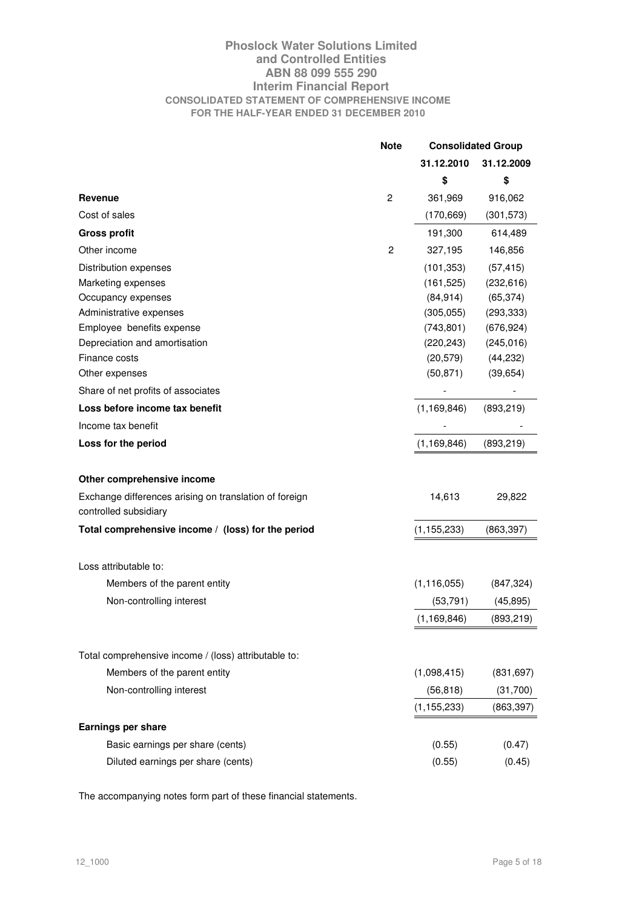# Phoslock Water Solutions Limited
## and Controlled Entities
## ABN 88 099 555 290
## Interim Financial Report
### CONSOLIDATED STATEMENT OF COMPREHENSIVE INCOME
### FOR THE HALF-YEAR ENDED 31 DECEMBER 2010

| | Note | Consolidated Group | |
|---|---|---|---|
| | | 31.12.2010 | 31.12.2009 |
| | | $ | $ |
| **Revenue** | 2 | 361,969 | 916,062 |
| Cost of sales | | (170,669) | (301,573) |
| **Gross profit** | | 191,300 | 614,489 |
| Other income | 2 | 327,195 | 146,856 |
| Distribution expenses | | (101,353) | (57,415) |
| Marketing expenses | | (161,525) | (232,616) |
| Occupancy expenses | | (84,914) | (65,374) |
| Administrative expenses | | (305,055) | (293,333) |
| Employee benefits expense | | (743,801) | (676,924) |
| Depreciation and amortisation | | (220,243) | (245,016) |
| Finance costs | | (20,579) | (44,232) |
| Other expenses | | (50,871) | (39,654) |
| Share of net profits of associates | | - | - |
| **Loss before income tax benefit** | | (1,169,846) | (893,219) |
| Income tax benefit | | - | - |
| **Loss for the period** | | (1,169,846) | (893,219) |
| | | | |
| **Other comprehensive income** | | | |
| Exchange differences arising on translation of foreign controlled subsidiary | | 14,613 | 29,822 |
| **Total comprehensive income / (loss) for the period** | | (1,155,233) | (863,397) |
| | | | |
| Loss attributable to: | | | |
| Members of the parent entity | | (1,116,055) | (847,324) |
| Non-controlling interest | | (53,791) | (45,895) |
| | | (1,169,846) | (893,219) |
| | | | |
| Total comprehensive income / (loss) attributable to: | | | |
| Members of the parent entity | | (1,098,415) | (831,697) |
| Non-controlling interest | | (56,818) | (31,700) |
| | | (1,155,233) | (863,397) |
| **Earnings per share** | | | |
| Basic earnings per share (cents) | | (0.55) | (0.47) |
| Diluted earnings per share (cents) | | (0.55) | (0.45) |

The accompanying notes form part of these financial statements.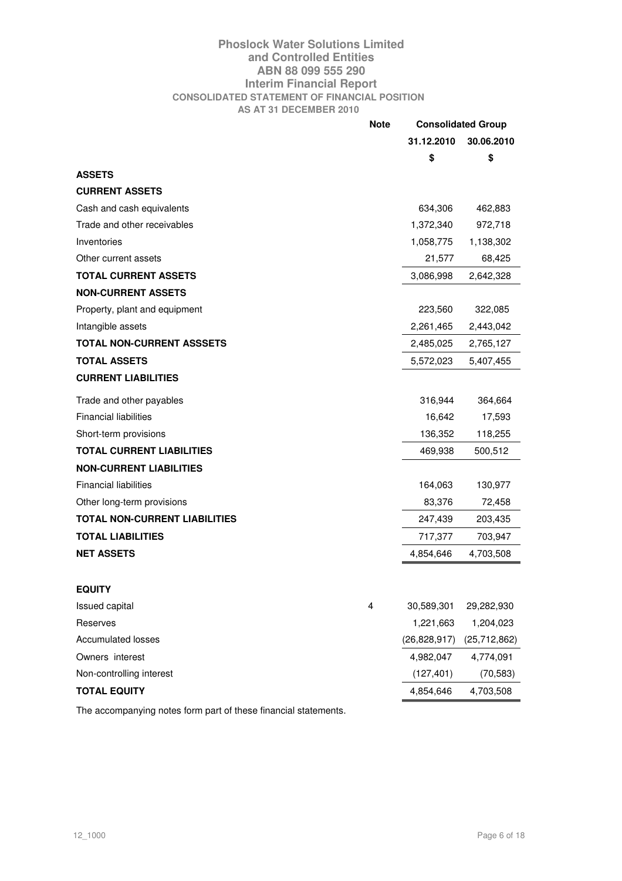# Phoslock Water Solutions Limited
# and Controlled Entities
# ABN 88 099 555 290
# Interim Financial Report

## CONSOLIDATED STATEMENT OF FINANCIAL POSITION
### AS AT 31 DECEMBER 2010

| | Note | Consolidated Group | |
|---|---|---|---|
| | | 31.12.2010 | 30.06.2010 |
| | | $ | $ |
| **ASSETS** | | | |
| **CURRENT ASSETS** | | | |
| Cash and cash equivalents | | 634,306 | 462,883 |
| Trade and other receivables | | 1,372,340 | 972,718 |
| Inventories | | 1,058,775 | 1,138,302 |
| Other current assets | | 21,577 | 68,425 |
| **TOTAL CURRENT ASSETS** | | 3,086,998 | 2,642,328 |
| **NON-CURRENT ASSETS** | | | |
| Property, plant and equipment | | 223,560 | 322,085 |
| Intangible assets | | 2,261,465 | 2,443,042 |
| **TOTAL NON-CURRENT ASSSETS** | | 2,485,025 | 2,765,127 |
| **TOTAL ASSETS** | | 5,572,023 | 5,407,455 |
| **CURRENT LIABILITIES** | | | |
| Trade and other payables | | 316,944 | 364,664 |
| Financial liabilities | | 16,642 | 17,593 |
| Short-term provisions | | 136,352 | 118,255 |
| **TOTAL CURRENT LIABILITIES** | | 469,938 | 500,512 |
| **NON-CURRENT LIABILITIES** | | | |
| Financial liabilities | | 164,063 | 130,977 |
| Other long-term provisions | | 83,376 | 72,458 |
| **TOTAL NON-CURRENT LIABILITIES** | | 247,439 | 203,435 |
| **TOTAL LIABILITIES** | | 717,377 | 703,947 |
| **NET ASSETS** | | 4,854,646 | 4,703,508 |
| | | | |
| **EQUITY** | | | |
| Issued capital | 4 | 30,589,301 | 29,282,930 |
| Reserves | | 1,221,663 | 1,204,023 |
| Accumulated losses | | (26,828,917) | (25,712,862) |
| Owners interest | | 4,982,047 | 4,774,091 |
| Non-controlling interest | | (127,401) | (70,583) |
| **TOTAL EQUITY** | | 4,854,646 | 4,703,508 |

The accompanying notes form part of these financial statements.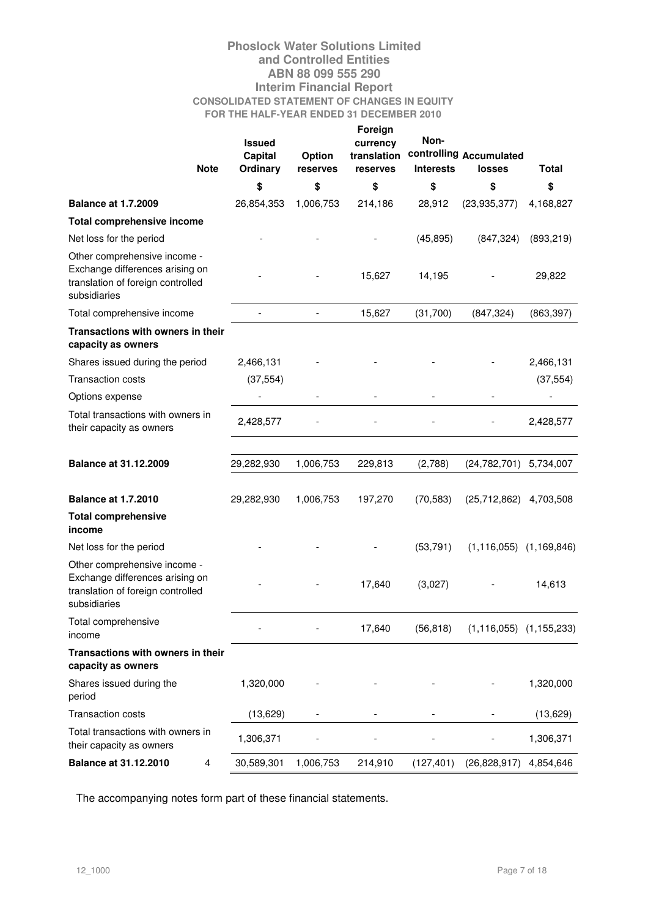# Phoslock Water Solutions Limited
# and Controlled Entities
# ABN 88 099 555 290
# Interim Financial Report
## CONSOLIDATED STATEMENT OF CHANGES IN EQUITY
## FOR THE HALF-YEAR ENDED 31 DECEMBER 2010

| | Note | Issued Capital Ordinary | Option reserves | Foreign currency translation reserves | Non-controlling Interests | Accumulated losses | Total |
|---|---|---|---|---|---|---|---|
| | | $ | $ | $ | $ | $ | $ |
| **Balance at 1.7.2009** | | 26,854,353 | 1,006,753 | 214,186 | 28,912 | (23,935,377) | 4,168,827 |
| **Total comprehensive income** | | | | | | | |
| Net loss for the period | | - | - | - | (45,895) | (847,324) | (893,219) |
| Other comprehensive income - Exchange differences arising on translation of foreign controlled subsidiaries | | - | - | 15,627 | 14,195 | - | 29,822 |
| Total comprehensive income | | - | - | 15,627 | (31,700) | (847,324) | (863,397) |
| **Transactions with owners in their capacity as owners** | | | | | | | |
| Shares issued during the period | | 2,466,131 | - | - | - | - | 2,466,131 |
| Transaction costs | | (37,554) | | | | | (37,554) |
| Options expense | | - | - | - | - | - | - |
| Total transactions with owners in their capacity as owners | | 2,428,577 | - | - | - | - | 2,428,577 |
| **Balance at 31.12.2009** | | 29,282,930 | 1,006,753 | 229,813 | (2,788) | (24,782,701) | 5,734,007 |
| **Balance at 1.7.2010** | | 29,282,930 | 1,006,753 | 197,270 | (70,583) | (25,712,862) | 4,703,508 |
| **Total comprehensive income** | | | | | | | |
| Net loss for the period | | - | - | - | (53,791) | (1,116,055) | (1,169,846) |
| Other comprehensive income - Exchange differences arising on translation of foreign controlled subsidiaries | | - | - | 17,640 | (3,027) | - | 14,613 |
| Total comprehensive income | | - | - | 17,640 | (56,818) | (1,116,055) | (1,155,233) |
| **Transactions with owners in their capacity as owners** | | | | | | | |
| Shares issued during the period | | 1,320,000 | - | - | - | - | 1,320,000 |
| Transaction costs | | (13,629) | - | - | - | - | (13,629) |
| Total transactions with owners in their capacity as owners | | 1,306,371 | - | - | - | - | 1,306,371 |
| **Balance at 31.12.2010** | 4 | 30,589,301 | 1,006,753 | 214,910 | (127,401) | (26,828,917) | 4,854,646 |

The accompanying notes form part of these financial statements.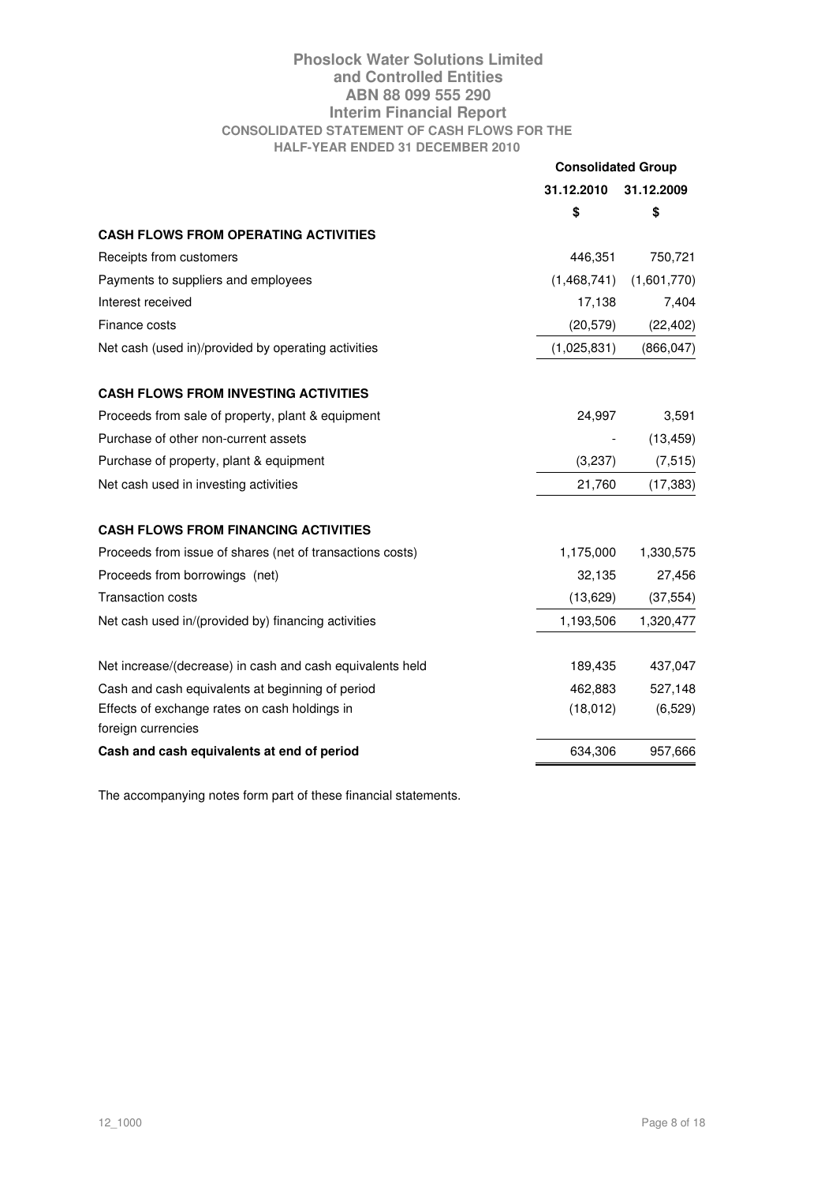# Phoslock Water Solutions Limited and Controlled Entities

## ABN 88 099 555 290

## Interim Financial Report

### CONSOLIDATED STATEMENT OF CASH FLOWS FOR THE HALF-YEAR ENDED 31 DECEMBER 2010

| | Consolidated Group | |
|---|---|---|
| | 31.12.2010 | 31.12.2009 |
| | $ | $ |
| **CASH FLOWS FROM OPERATING ACTIVITIES** | | |
| Receipts from customers | 446,351 | 750,721 |
| Payments to suppliers and employees | (1,468,741) | (1,601,770) |
| Interest received | 17,138 | 7,404 |
| Finance costs | (20,579) | (22,402) |
| Net cash (used in)/provided by operating activities | (1,025,831) | (866,047) |
| | | |
| **CASH FLOWS FROM INVESTING ACTIVITIES** | | |
| Proceeds from sale of property, plant & equipment | 24,997 | 3,591 |
| Purchase of other non-current assets | - | (13,459) |
| Purchase of property, plant & equipment | (3,237) | (7,515) |
| Net cash used in investing activities | 21,760 | (17,383) |
| | | |
| **CASH FLOWS FROM FINANCING ACTIVITIES** | | |
| Proceeds from issue of shares (net of transactions costs) | 1,175,000 | 1,330,575 |
| Proceeds from borrowings (net) | 32,135 | 27,456 |
| Transaction costs | (13,629) | (37,554) |
| Net cash used in/(provided by) financing activities | 1,193,506 | 1,320,477 |
| | | |
| Net increase/(decrease) in cash and cash equivalents held | 189,435 | 437,047 |
| Cash and cash equivalents at beginning of period | 462,883 | 527,148 |
| Effects of exchange rates on cash holdings in foreign currencies | (18,012) | (6,529) |
| **Cash and cash equivalents at end of period** | 634,306 | 957,666 |

The accompanying notes form part of these financial statements.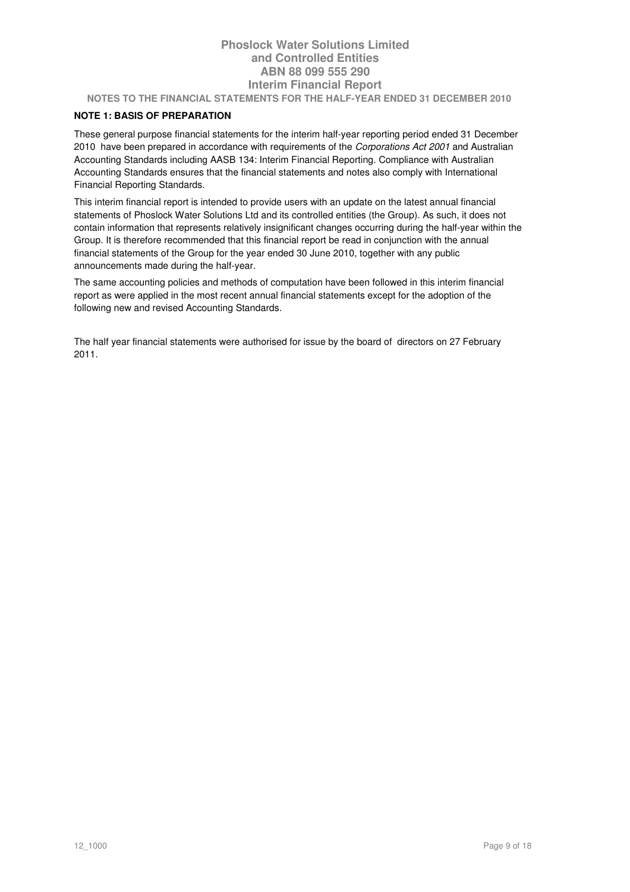**NOTES TO THE FINANCIAL STATEMENTS FOR THE HALF-YEAR ENDED 31 DECEMBER 2010**

## NOTE 1: BASIS OF PREPARATION

These general purpose financial statements for the interim half-year reporting period ended 31 December 2010 have been prepared in accordance with requirements of the *Corporations Act 2001* and Australian Accounting Standards including AASB 134: Interim Financial Reporting. Compliance with Australian Accounting Standards ensures that the financial statements and notes also comply with International Financial Reporting Standards.

This interim financial report is intended to provide users with an update on the latest annual financial statements of Phoslock Water Solutions Ltd and its controlled entities (the Group). As such, it does not contain information that represents relatively insignificant changes occurring during the half-year within the Group. It is therefore recommended that this financial report be read in conjunction with the annual financial statements of the Group for the year ended 30 June 2010, together with any public announcements made during the half-year.

The same accounting policies and methods of computation have been followed in this interim financial report as were applied in the most recent annual financial statements except for the adoption of the following new and revised Accounting Standards.

The half year financial statements were authorised for issue by the board of directors on 27 February 2011.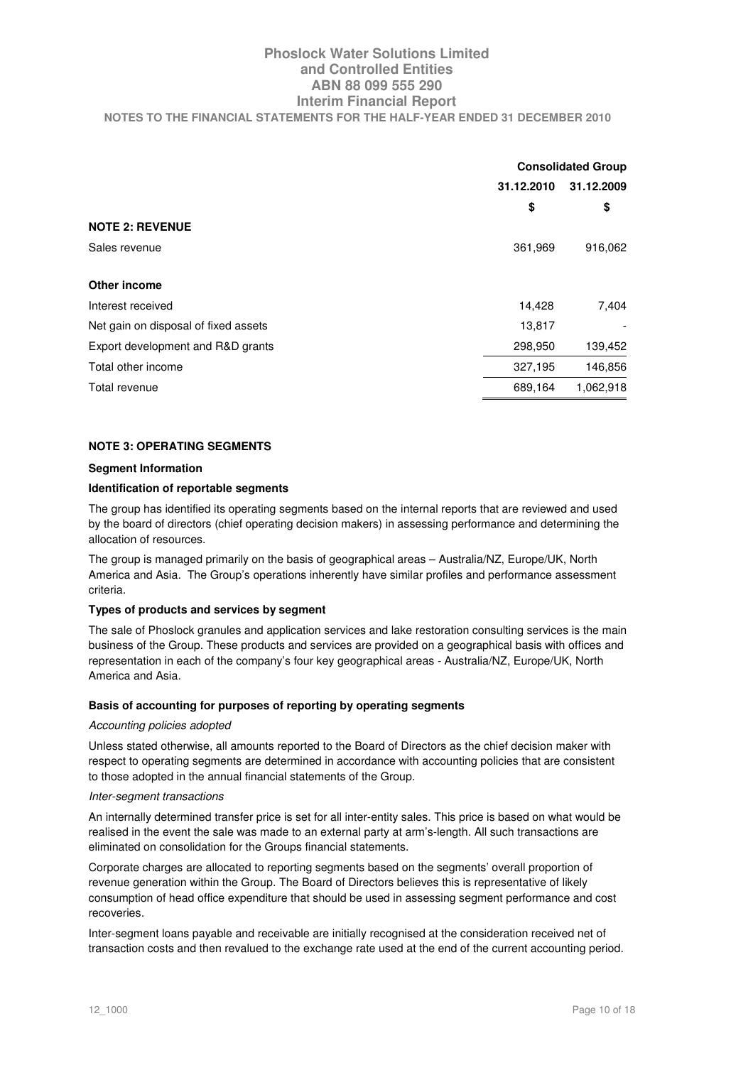| | Consolidated Group | |
|---|---|---|
| | 31.12.2010 | 31.12.2009 |
| | $ | $ |
| **NOTE 2: REVENUE** | | |
| Sales revenue | 361,969 | 916,062 |
| **Other income** | | |
| Interest received | 14,428 | 7,404 |
| Net gain on disposal of fixed assets | 13,817 | - |
| Export development and R&D grants | 298,950 | 139,452 |
| Total other income | 327,195 | 146,856 |
| Total revenue | 689,164 | 1,062,918 |

**NOTE 3: OPERATING SEGMENTS**

**Segment Information**

**Identification of reportable segments**

The group has identified its operating segments based on the internal reports that are reviewed and used by the board of directors (chief operating decision makers) in assessing performance and determining the allocation of resources.

The group is managed primarily on the basis of geographical areas – Australia/NZ, Europe/UK, North America and Asia. The Group's operations inherently have similar profiles and performance assessment criteria.

**Types of products and services by segment**

The sale of Phoslock granules and application services and lake restoration consulting services is the main business of the Group. These products and services are provided on a geographical basis with offices and representation in each of the company's four key geographical areas - Australia/NZ, Europe/UK, North America and Asia.

**Basis of accounting for purposes of reporting by operating segments**

*Accounting policies adopted*

Unless stated otherwise, all amounts reported to the Board of Directors as the chief decision maker with respect to operating segments are determined in accordance with accounting policies that are consistent to those adopted in the annual financial statements of the Group.

*Inter-segment transactions*

An internally determined transfer price is set for all inter-entity sales. This price is based on what would be realised in the event the sale was made to an external party at arm's-length. All such transactions are eliminated on consolidation for the Groups financial statements.

Corporate charges are allocated to reporting segments based on the segments' overall proportion of revenue generation within the Group. The Board of Directors believes this is representative of likely consumption of head office expenditure that should be used in assessing segment performance and cost recoveries.

Inter-segment loans payable and receivable are initially recognised at the consideration received net of transaction costs and then revalued to the exchange rate used at the end of the current accounting period.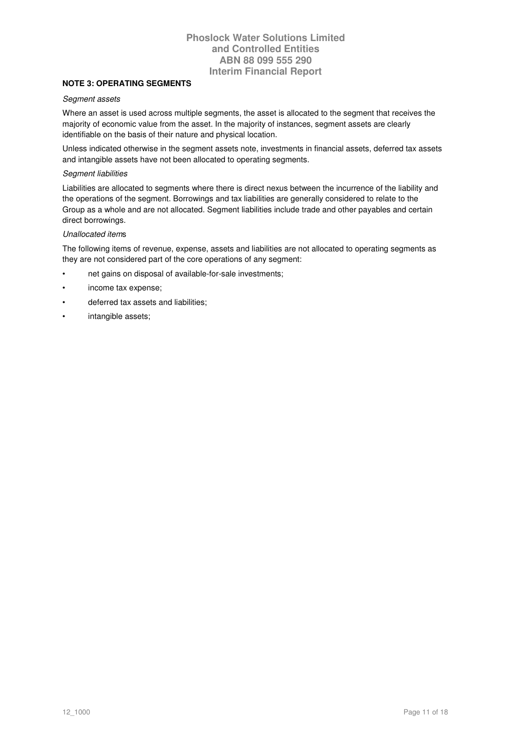**NOTE 3: OPERATING SEGMENTS**

*Segment assets*

Where an asset is used across multiple segments, the asset is allocated to the segment that receives the majority of economic value from the asset. In the majority of instances, segment assets are clearly identifiable on the basis of their nature and physical location.

Unless indicated otherwise in the segment assets note, investments in financial assets, deferred tax assets and intangible assets have not been allocated to operating segments.

*Segment liabilities*

Liabilities are allocated to segments where there is direct nexus between the incurrence of the liability and the operations of the segment. Borrowings and tax liabilities are generally considered to relate to the Group as a whole and are not allocated. Segment liabilities include trade and other payables and certain direct borrowings.

*Unallocated items*

The following items of revenue, expense, assets and liabilities are not allocated to operating segments as they are not considered part of the core operations of any segment:

- net gains on disposal of available-for-sale investments;
- income tax expense;
- deferred tax assets and liabilities;
- intangible assets;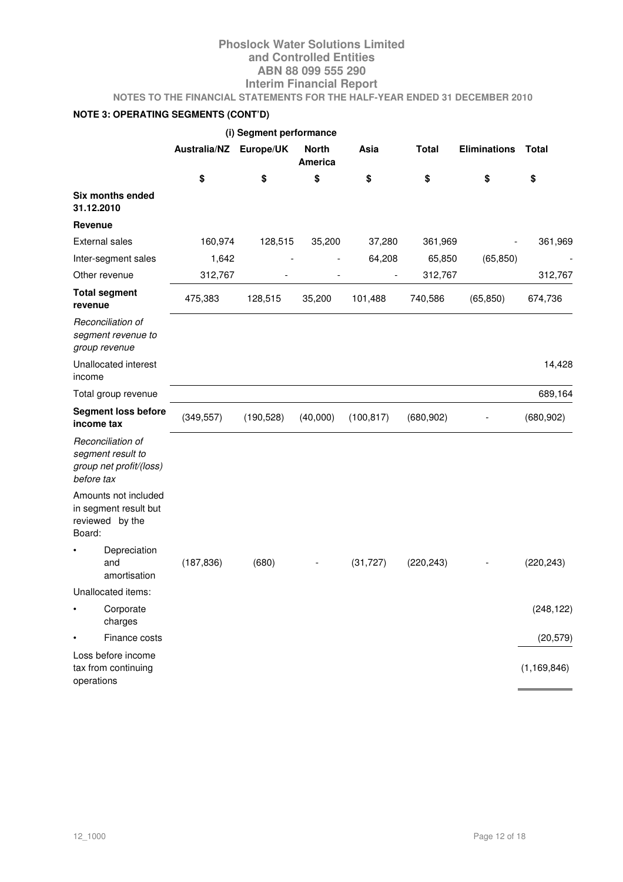# Phoslock Water Solutions Limited
## and Controlled Entities
## ABN 88 099 555 290
## Interim Financial Report

**NOTES TO THE FINANCIAL STATEMENTS FOR THE HALF-YEAR ENDED 31 DECEMBER 2010**

**NOTE 3: OPERATING SEGMENTS (CONT'D)**

**(i) Segment performance**

| | Australia/NZ | Europe/UK | North America | Asia | Total | Eliminations | Total |
|---|---|---|---|---|---|---|---|
| | $ | $ | $ | $ | $ | $ | $ |
| **Six months ended 31.12.2010** | | | | | | | |
| **Revenue** | | | | | | | |
| External sales | 160,974 | 128,515 | 35,200 | 37,280 | 361,969 | - | 361,969 |
| Inter-segment sales | 1,642 | - | - | 64,208 | 65,850 | (65,850) | - |
| Other revenue | 312,767 | - | - | - | 312,767 | | 312,767 |
| **Total segment revenue** | 475,383 | 128,515 | 35,200 | 101,488 | 740,586 | (65,850) | 674,736 |
| *Reconciliation of segment revenue to group revenue* | | | | | | | |
| Unallocated interest income | | | | | | | 14,428 |
| Total group revenue | | | | | | | 689,164 |
| **Segment loss before income tax** | (349,557) | (190,528) | (40,000) | (100,817) | (680,902) | - | (680,902) |
| *Reconciliation of segment result to group net profit/(loss) before tax* | | | | | | | |
| Amounts not included in segment result but reviewed by the Board: | | | | | | | |
| • Depreciation and amortisation | (187,836) | (680) | - | (31,727) | (220,243) | - | (220,243) |
| Unallocated items: | | | | | | | |
| • Corporate charges | | | | | | | (248,122) |
| • Finance costs | | | | | | | (20,579) |
| Loss before income tax from continuing operations | | | | | | | (1,169,846) |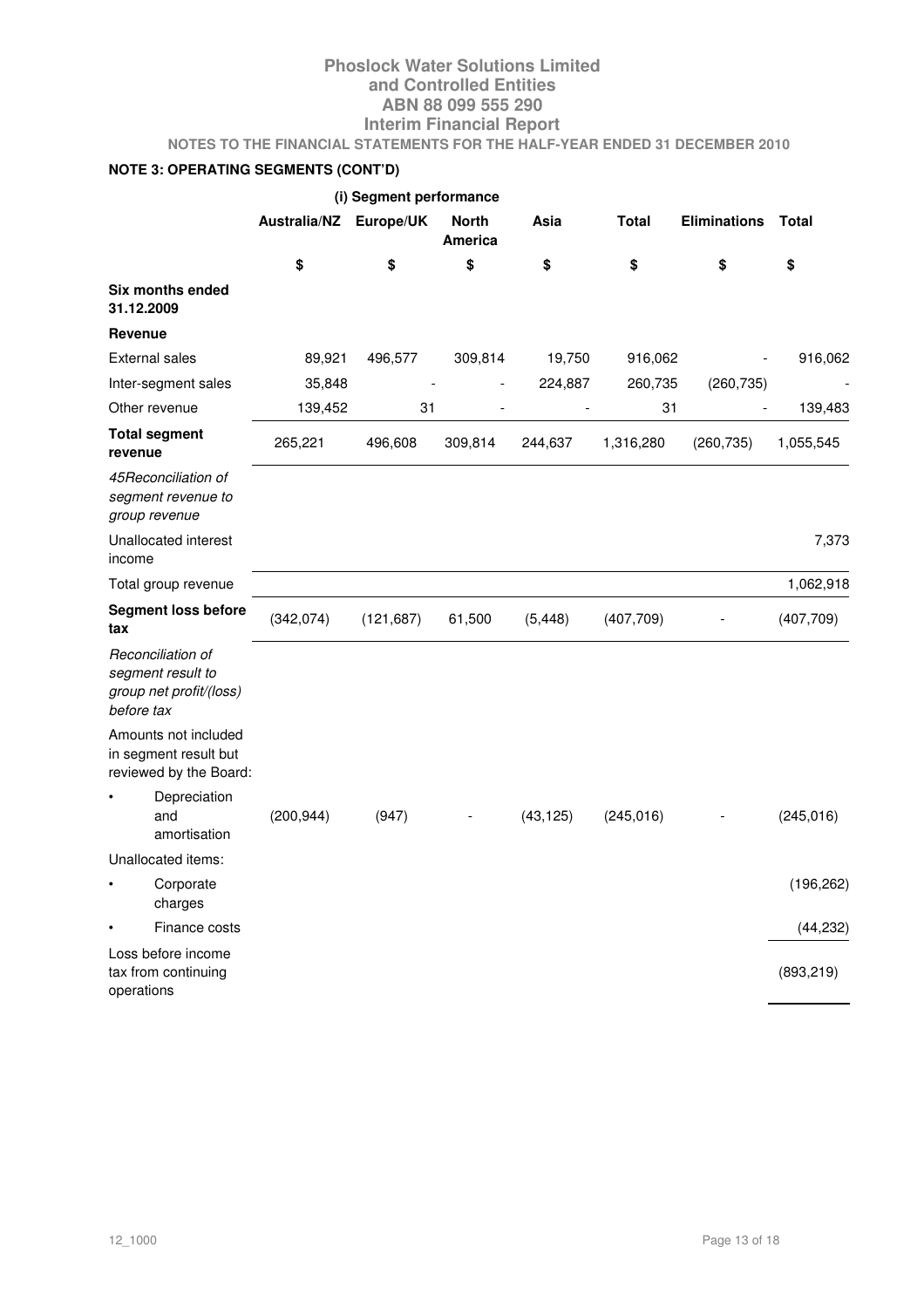**NOTE 3: OPERATING SEGMENTS (CONT'D)**

(i) Segment performance

| | Australia/NZ | Europe/UK | North America | Asia | Total | Eliminations | Total |
|---|---|---|---|---|---|---|---|
| | $ | $ | $ | $ | $ | $ | $ |
| **Six months ended 31.12.2009** | | | | | | | |
| **Revenue** | | | | | | | |
| External sales | 89,921 | 496,577 | 309,814 | 19,750 | 916,062 | - | 916,062 |
| Inter-segment sales | 35,848 | - | - | 224,887 | 260,735 | (260,735) | - |
| Other revenue | 139,452 | 31 | - | - | 31 | - | 139,483 |
| **Total segment revenue** | 265,221 | 496,608 | 309,814 | 244,637 | 1,316,280 | (260,735) | 1,055,545 |
| *45Reconciliation of segment revenue to group revenue* | | | | | | | |
| Unallocated interest income | | | | | | | 7,373 |
| Total group revenue | | | | | | | 1,062,918 |
| **Segment loss before tax** | (342,074) | (121,687) | 61,500 | (5,448) | (407,709) | - | (407,709) |
| *Reconciliation of segment result to group net profit/(loss) before tax* | | | | | | | |
| Amounts not included in segment result but reviewed by the Board: | | | | | | | |
| • Depreciation and amortisation | (200,944) | (947) | - | (43,125) | (245,016) | - | (245,016) |
| Unallocated items: | | | | | | | |
| • Corporate charges | | | | | | | (196,262) |
| • Finance costs | | | | | | | (44,232) |
| Loss before income tax from continuing operations | | | | | | | (893,219) |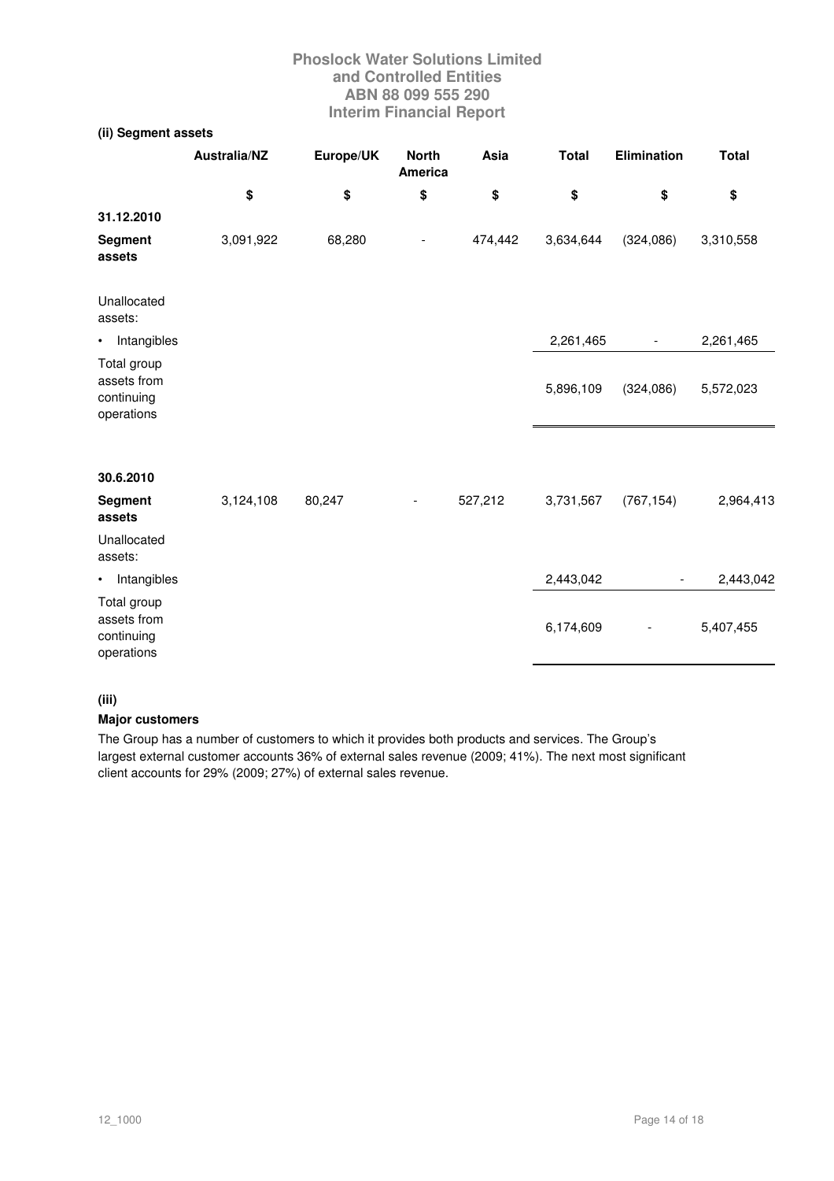### (ii) Segment assets

| | Australia/NZ | Europe/UK | North America | Asia | Total | Elimination | Total |
|---|---|---|---|---|---|---|---|
| | $ | $ | $ | $ | $ | $ | $ |
| **31.12.2010** | | | | | | | |
| **Segment assets** | 3,091,922 | 68,280 | - | 474,442 | 3,634,644 | (324,086) | 3,310,558 |
| Unallocated assets: | | | | | | | |
| • Intangibles | | | | | 2,261,465 | - | 2,261,465 |
| Total group assets from continuing operations | | | | | 5,896,109 | (324,086) | 5,572,023 |
| **30.6.2010** | | | | | | | |
| **Segment assets** | 3,124,108 | 80,247 | - | 527,212 | 3,731,567 | (767,154) | 2,964,413 |
| Unallocated assets: | | | | | | | |
| • Intangibles | | | | | 2,443,042 | - | 2,443,042 |
| Total group assets from continuing operations | | | | | 6,174,609 | - | 5,407,455 |

### (iii)

**Major customers**

The Group has a number of customers to which it provides both products and services. The Group's largest external customer accounts 36% of external sales revenue (2009; 41%). The next most significant client accounts for 29% (2009; 27%) of external sales revenue.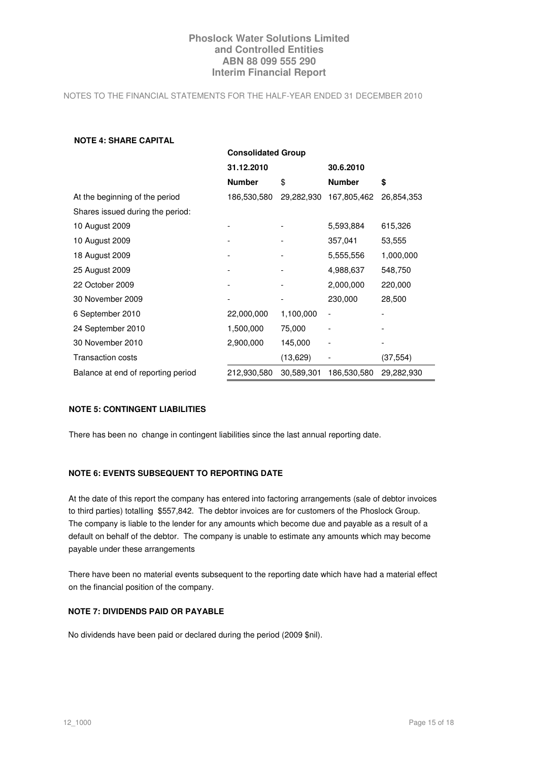Phoslock Water Solutions Limited
and Controlled Entities
ABN 88 099 555 290
Interim Financial Report

NOTES TO THE FINANCIAL STATEMENTS FOR THE HALF-YEAR ENDED 31 DECEMBER 2010

**NOTE 4: SHARE CAPITAL**

| | Consolidated Group | | | |
|---|---|---|---|---|
| | 31.12.2010 | | 30.6.2010 | |
| | **Number** | $ | **Number** | **$** |
| At the beginning of the period | 186,530,580 | 29,282,930 | 167,805,462 | 26,854,353 |
| Shares issued during the period: | | | | |
| 10 August 2009 | - | - | 5,593,884 | 615,326 |
| 10 August 2009 | - | - | 357,041 | 53,555 |
| 18 August 2009 | - | - | 5,555,556 | 1,000,000 |
| 25 August 2009 | - | - | 4,988,637 | 548,750 |
| 22 October 2009 | - | - | 2,000,000 | 220,000 |
| 30 November 2009 | - | - | 230,000 | 28,500 |
| 6 September 2010 | 22,000,000 | 1,100,000 | - | - |
| 24 September 2010 | 1,500,000 | 75,000 | - | - |
| 30 November 2010 | 2,900,000 | 145,000 | - | - |
| Transaction costs | | (13,629) | - | (37,554) |
| Balance at end of reporting period | 212,930,580 | 30,589,301 | 186,530,580 | 29,282,930 |

**NOTE 5: CONTINGENT LIABILITIES**

There has been no change in contingent liabilities since the last annual reporting date.

**NOTE 6: EVENTS SUBSEQUENT TO REPORTING DATE**

At the date of this report the company has entered into factoring arrangements (sale of debtor invoices to third parties) totalling $557,842. The debtor invoices are for customers of the Phoslock Group. The company is liable to the lender for any amounts which become due and payable as a result of a default on behalf of the debtor. The company is unable to estimate any amounts which may become payable under these arrangements

There have been no material events subsequent to the reporting date which have had a material effect on the financial position of the company.

**NOTE 7: DIVIDENDS PAID OR PAYABLE**

No dividends have been paid or declared during the period (2009 $nil).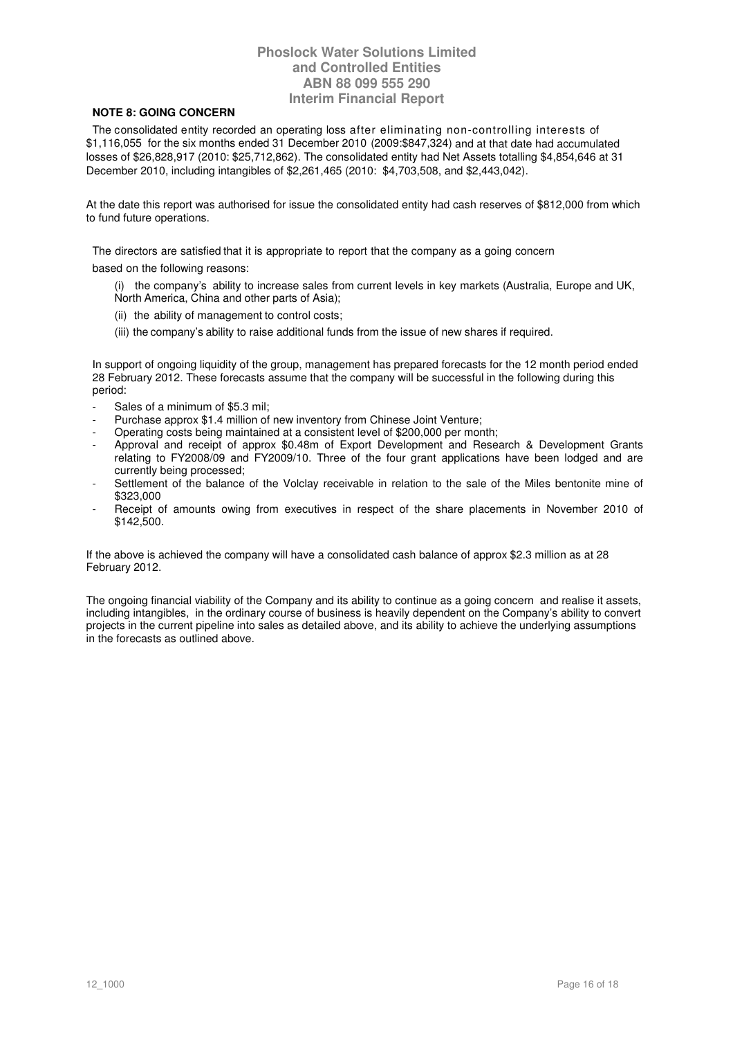**NOTE 8: GOING CONCERN**

The consolidated entity recorded an operating loss after eliminating non-controlling interests of $1,116,055 for the six months ended 31 December 2010 (2009:$847,324) and at that date had accumulated losses of $26,828,917 (2010: $25,712,862). The consolidated entity had Net Assets totalling $4,854,646 at 31 December 2010, including intangibles of $2,261,465 (2010: $4,703,508, and $2,443,042).

At the date this report was authorised for issue the consolidated entity had cash reserves of $812,000 from which to fund future operations.

The directors are satisfied that it is appropriate to report that the company as a going concern based on the following reasons:

(i) the company's ability to increase sales from current levels in key markets (Australia, Europe and UK, North America, China and other parts of Asia);

(ii) the ability of management to control costs;

(iii) the company's ability to raise additional funds from the issue of new shares if required.

In support of ongoing liquidity of the group, management has prepared forecasts for the 12 month period ended 28 February 2012. These forecasts assume that the company will be successful in the following during this period:

- Sales of a minimum of $5.3 mil;
- Purchase approx $1.4 million of new inventory from Chinese Joint Venture;
- Operating costs being maintained at a consistent level of $200,000 per month;
- Approval and receipt of approx $0.48m of Export Development and Research & Development Grants relating to FY2008/09 and FY2009/10. Three of the four grant applications have been lodged and are currently being processed;
- Settlement of the balance of the Volclay receivable in relation to the sale of the Miles bentonite mine of $323,000
- Receipt of amounts owing from executives in respect of the share placements in November 2010 of $142,500.

If the above is achieved the company will have a consolidated cash balance of approx $2.3 million as at 28 February 2012.

The ongoing financial viability of the Company and its ability to continue as a going concern and realise it assets, including intangibles, in the ordinary course of business is heavily dependent on the Company's ability to convert projects in the current pipeline into sales as detailed above, and its ability to achieve the underlying assumptions in the forecasts as outlined above.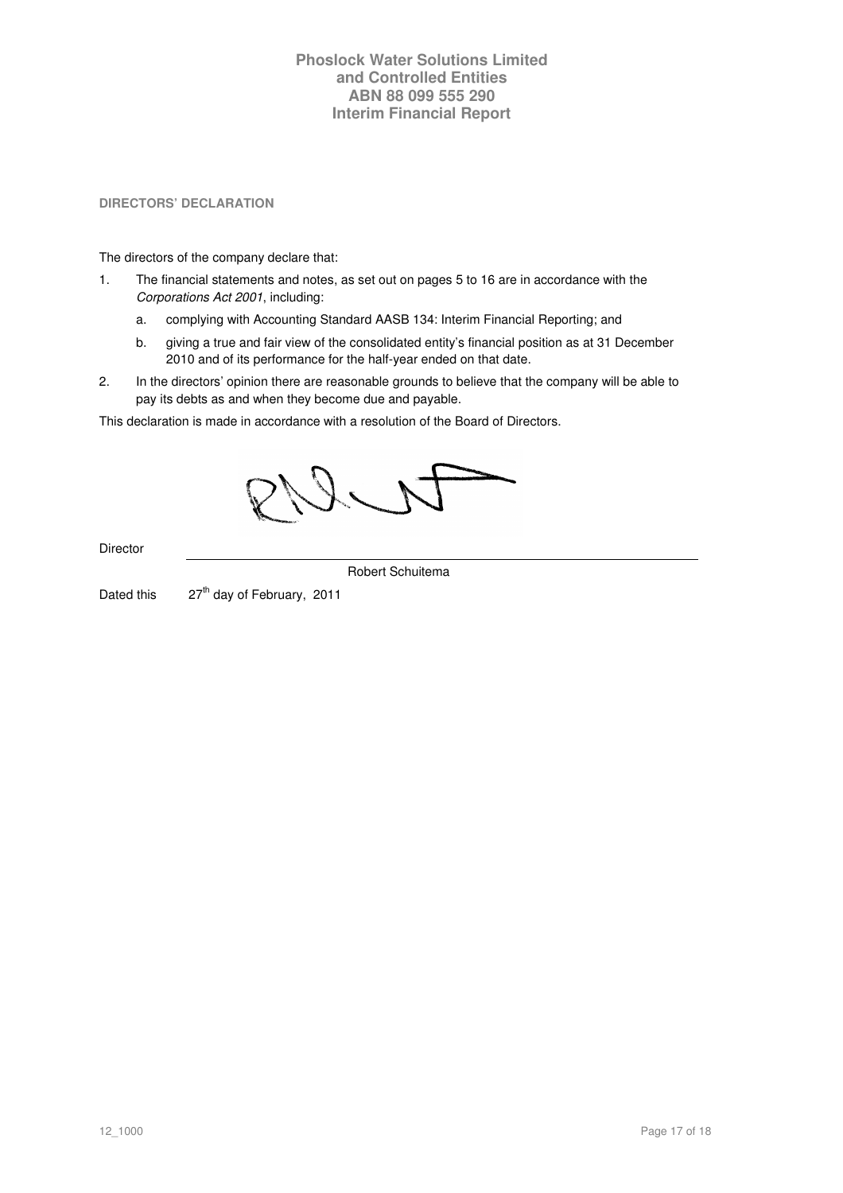## DIRECTORS' DECLARATION

The directors of the company declare that:

1. The financial statements and notes, as set out on pages 5 to 16 are in accordance with the *Corporations Act 2001*, including:
   a. complying with Accounting Standard AASB 134: Interim Financial Reporting; and
   b. giving a true and fair view of the consolidated entity's financial position as at 31 December 2010 and of its performance for the half-year ended on that date.
2. In the directors' opinion there are reasonable grounds to believe that the company will be able to pay its debts as and when they become due and payable.

This declaration is made in accordance with a resolution of the Board of Directors.

Director

Robert Schuitema

Dated this 27th day of February, 2011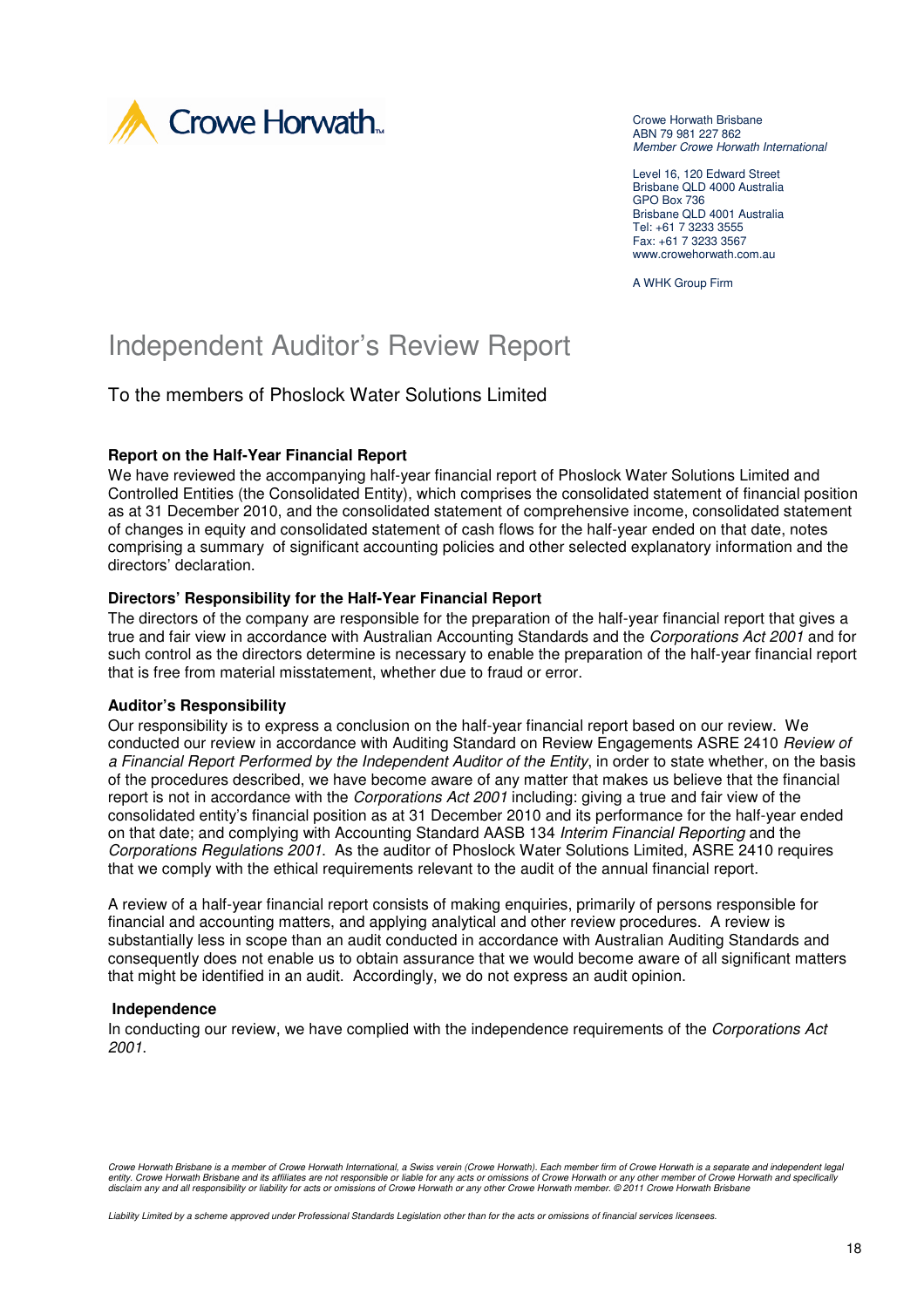Crowe Horwath

Crowe Horwath Brisbane
ABN 79 981 227 862
*Member Crowe Horwath International*

Level 16, 120 Edward Street
Brisbane QLD 4000 Australia
GPO Box 736
Brisbane QLD 4001 Australia
Tel: +61 7 3233 3555
Fax: +61 7 3233 3567
www.crowehorwath.com.au

A WHK Group Firm

# Independent Auditor's Review Report

## To the members of Phoslock Water Solutions Limited

### Report on the Half-Year Financial Report

We have reviewed the accompanying half-year financial report of Phoslock Water Solutions Limited and Controlled Entities (the Consolidated Entity), which comprises the consolidated statement of financial position as at 31 December 2010, and the consolidated statement of comprehensive income, consolidated statement of changes in equity and consolidated statement of cash flows for the half-year ended on that date, notes comprising a summary of significant accounting policies and other selected explanatory information and the directors' declaration.

### Directors' Responsibility for the Half-Year Financial Report

The directors of the company are responsible for the preparation of the half-year financial report that gives a true and fair view in accordance with Australian Accounting Standards and the *Corporations Act 2001* and for such control as the directors determine is necessary to enable the preparation of the half-year financial report that is free from material misstatement, whether due to fraud or error.

### Auditor's Responsibility

Our responsibility is to express a conclusion on the half-year financial report based on our review. We conducted our review in accordance with Auditing Standard on Review Engagements ASRE 2410 *Review of a Financial Report Performed by the Independent Auditor of the Entity*, in order to state whether, on the basis of the procedures described, we have become aware of any matter that makes us believe that the financial report is not in accordance with the *Corporations Act 2001* including: giving a true and fair view of the consolidated entity's financial position as at 31 December 2010 and its performance for the half-year ended on that date; and complying with Accounting Standard AASB 134 *Interim Financial Reporting* and the *Corporations Regulations 2001*. As the auditor of Phoslock Water Solutions Limited, ASRE 2410 requires that we comply with the ethical requirements relevant to the audit of the annual financial report.

A review of a half-year financial report consists of making enquiries, primarily of persons responsible for financial and accounting matters, and applying analytical and other review procedures. A review is substantially less in scope than an audit conducted in accordance with Australian Auditing Standards and consequently does not enable us to obtain assurance that we would become aware of all significant matters that might be identified in an audit. Accordingly, we do not express an audit opinion.

### Independence

In conducting our review, we have complied with the independence requirements of the *Corporations Act 2001*.

*Crowe Horwath Brisbane is a member of Crowe Horwath International, a Swiss verein (Crowe Horwath). Each member firm of Crowe Horwath is a separate and independent legal entity. Crowe Horwath Brisbane and its affiliates are not responsible or liable for any acts or omissions of Crowe Horwath or any other member of Crowe Horwath and specifically disclaim any and all responsibility or liability for acts or omissions of Crowe Horwath or any other Crowe Horwath member. © 2011 Crowe Horwath Brisbane*

*Liability Limited by a scheme approved under Professional Standards Legislation other than for the acts or omissions of financial services licensees.*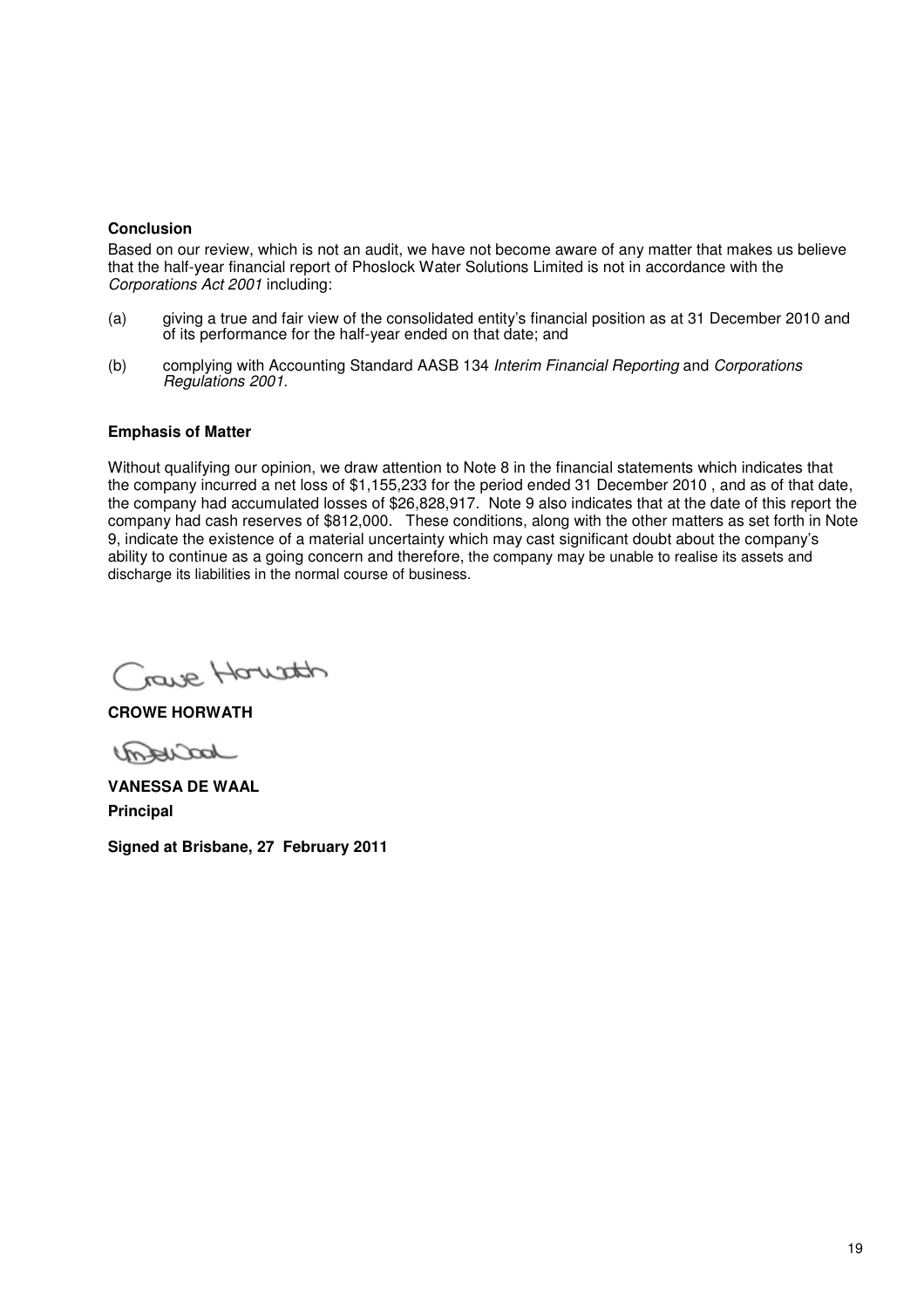**Conclusion**

Based on our review, which is not an audit, we have not become aware of any matter that makes us believe that the half-year financial report of Phoslock Water Solutions Limited is not in accordance with the *Corporations Act 2001* including:

(a) giving a true and fair view of the consolidated entity's financial position as at 31 December 2010 and of its performance for the half-year ended on that date; and

(b) complying with Accounting Standard AASB 134 *Interim Financial Reporting* and *Corporations Regulations 2001*.

**Emphasis of Matter**

Without qualifying our opinion, we draw attention to Note 8 in the financial statements which indicates that the company incurred a net loss of $1,155,233 for the period ended 31 December 2010 , and as of that date, the company had accumulated losses of $26,828,917. Note 9 also indicates that at the date of this report the company had cash reserves of $812,000. These conditions, along with the other matters as set forth in Note 9, indicate the existence of a material uncertainty which may cast significant doubt about the company's ability to continue as a going concern and therefore, the company may be unable to realise its assets and discharge its liabilities in the normal course of business.

Crowe Horwath

**CROWE HORWATH**

**VANESSA DE WAAL**
**Principal**

**Signed at Brisbane, 27 February 2011**